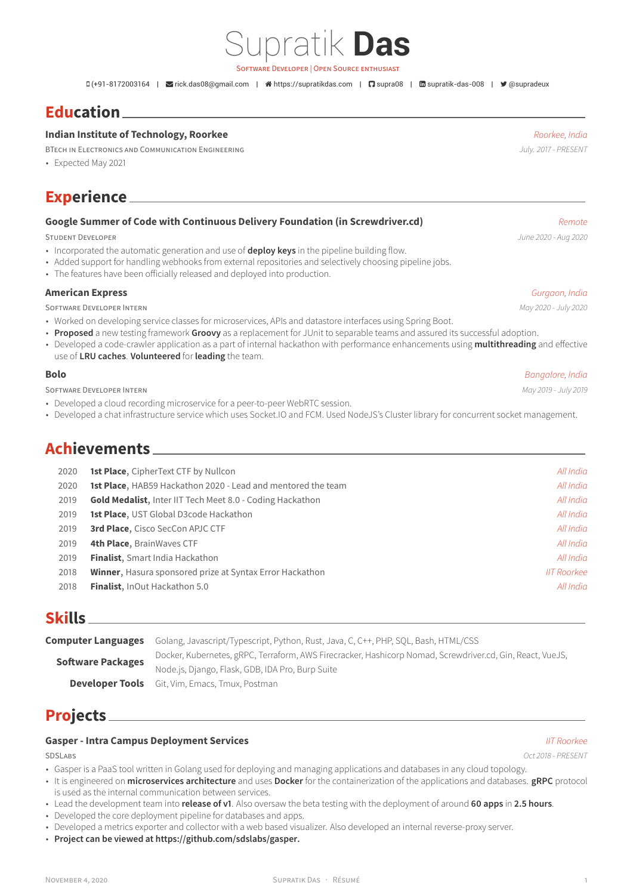# Supratik **Das**

SOFTWARE DEVELOPER | OPEN SOURCE ENTHUSIAST

(+91-8172003164 | rick.das08@gmail.com | https://supratikdas.com | supra08 | supratik-das-008 | @supradeux

## Education

**Indian Institute of Technology, Roorkee** — *Roorkee, India*

BTECH IN ELECTRONICS AND COMMUNICATION ENGINEERING — *July. 2017 - PRESENT*

- Expected May 2021

## Experience

**Google Summer of Code with Continuous Delivery Foundation (in Screwdriver.cd)** — *Remote*

STUDENT DEVELOPER — *June 2020 - Aug 2020*

- Incorporated the automatic generation and use of **deploy keys** in the pipeline building flow.
- Added support for handling webhooks from external repositories and selectively choosing pipeline jobs.
- The features have been officially released and deployed into production.

**American Express** — *Gurgaon, India*

SOFTWARE DEVELOPER INTERN — *May 2020 - July 2020*

- Worked on developing service classes for microservices, APIs and datastore interfaces using Spring Boot.
- **Proposed** a new testing framework **Groovy** as a replacement for JUnit to separable teams and assured its successful adoption.
- Developed a code-crawler application as a part of internal hackathon with performance enhancements using **multithreading** and effective use of **LRU caches**. **Volunteered** for **leading** the team.

**Bolo** — *Bangalore, India*

SOFTWARE DEVELOPER INTERN — *May 2019 - July 2019*

- Developed a cloud recording microservice for a peer-to-peer WebRTC session.
- Developed a chat infrastructure service which uses Socket.IO and FCM. Used NodeJS's Cluster library for concurrent socket management.

## Achievements

| Year | Achievement | Scope |
|---|---|---|
| 2020 | **1st Place**, CipherText CTF by Nullcon | *All India* |
| 2020 | **1st Place**, HAB59 Hackathon 2020 - Lead and mentored the team | *All India* |
| 2019 | **Gold Medalist**, Inter IIT Tech Meet 8.0 - Coding Hackathon | *All India* |
| 2019 | **1st Place**, UST Global D3code Hackathon | *All India* |
| 2019 | **3rd Place**, Cisco SecCon APJC CTF | *All India* |
| 2019 | **4th Place**, BrainWaves CTF | *All India* |
| 2019 | **Finalist**, Smart India Hackathon | *All India* |
| 2018 | **Winner**, Hasura sponsored prize at Syntax Error Hackathon | *IIT Roorkee* |
| 2018 | **Finalist**, InOut Hackathon 5.0 | *All India* |

## Skills

**Computer Languages** Golang, Javascript/Typescript, Python, Rust, Java, C, C++, PHP, SQL, Bash, HTML/CSS

**Software Packages** Docker, Kubernetes, gRPC, Terraform, AWS Firecracker, Hashicorp Nomad, Screwdriver.cd, Gin, React, VueJS, Node.js, Django, Flask, GDB, IDA Pro, Burp Suite

**Developer Tools** Git, Vim, Emacs, Tmux, Postman

## Projects

**Gasper - Intra Campus Deployment Services** — *IIT Roorkee*

SDSLABS — *Oct 2018 - PRESENT*

- Gasper is a PaaS tool written in Golang used for deploying and managing applications and databases in any cloud topology.
- It is engineered on **microservices architecture** and uses **Docker** for the containerization of the applications and databases. **gRPC** protocol is used as the internal communication between services.
- Lead the development team into **release of v1**. Also oversaw the beta testing with the deployment of around **60 apps** in **2.5 hours**.
- Developed the core deployment pipeline for databases and apps.
- Developed a metrics exporter and collector with a web based visualizer. Also developed an internal reverse-proxy server.
- **Project can be viewed at https://github.com/sdslabs/gasper.**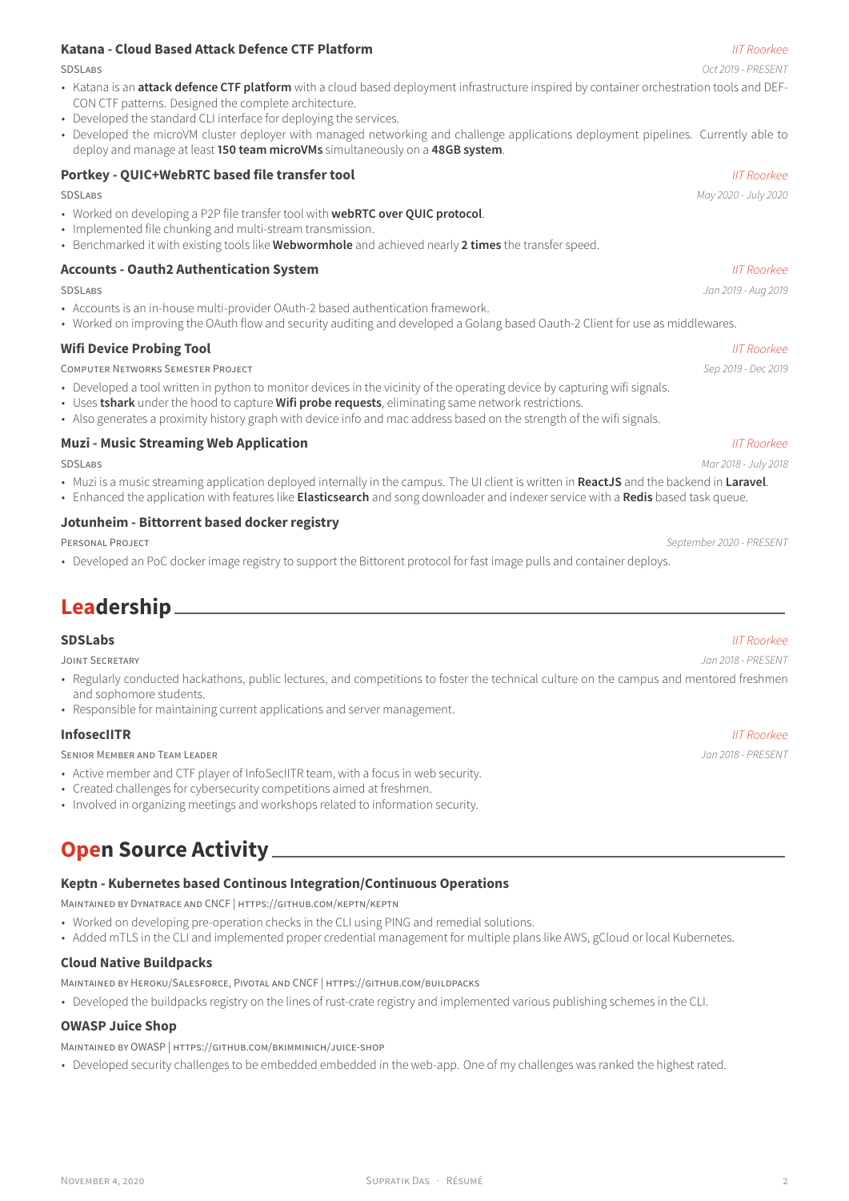### Katana - Cloud Based Attack Defence CTF Platform

*IIT Roorkee*

SDSLabs — *Oct 2019 - PRESENT*

- Katana is an **attack defence CTF platform** with a cloud based deployment infrastructure inspired by container orchestration tools and DEF-CON CTF patterns. Designed the complete architecture.
- Developed the standard CLI interface for deploying the services.
- Developed the microVM cluster deployer with managed networking and challenge applications deployment pipelines. Currently able to deploy and manage at least **150 team microVMs** simultaneously on a **48GB system**.

### Portkey - QUIC+WebRTC based file transfer tool

*IIT Roorkee*

SDSLabs — *May 2020 - July 2020*

- Worked on developing a P2P file transfer tool with **webRTC over QUIC protocol**.
- Implemented file chunking and multi-stream transmission.
- Benchmarked it with existing tools like **Webwormhole** and achieved nearly **2 times** the transfer speed.

### Accounts - Oauth2 Authentication System

*IIT Roorkee*

SDSLabs — *Jan 2019 - Aug 2019*

- Accounts is an in-house multi-provider OAuth-2 based authentication framework.
- Worked on improving the OAuth flow and security auditing and developed a Golang based Oauth-2 Client for use as middlewares.

### Wifi Device Probing Tool

*IIT Roorkee*

Computer Networks Semester Project — *Sep 2019 - Dec 2019*

- Developed a tool written in python to monitor devices in the vicinity of the operating device by capturing wifi signals.
- Uses **tshark** under the hood to capture **Wifi probe requests**, eliminating same network restrictions.
- Also generates a proximity history graph with device info and mac address based on the strength of the wifi signals.

### Muzi - Music Streaming Web Application

*IIT Roorkee*

SDSLabs — *Mar 2018 - July 2018*

- Muzi is a music streaming application deployed internally in the campus. The UI client is written in **ReactJS** and the backend in **Laravel**.
- Enhanced the application with features like **Elasticsearch** and song downloader and indexer service with a **Redis** based task queue.

### Jotunheim - Bittorrent based docker registry

Personal Project — *September 2020 - PRESENT*

- Developed an PoC docker image registry to support the Bittorent protocol for fast image pulls and container deploys.

## Leadership

### SDSLabs

*IIT Roorkee*

Joint Secretary — *Jan 2018 - PRESENT*

- Regularly conducted hackathons, public lectures, and competitions to foster the technical culture on the campus and mentored freshmen and sophomore students.
- Responsible for maintaining current applications and server management.

### InfosecIITR

*IIT Roorkee*

Senior Member and Team Leader — *Jan 2018 - PRESENT*

- Active member and CTF player of InfoSecIITR team, with a focus in web security.
- Created challenges for cybersecurity competitions aimed at freshmen.
- Involved in organizing meetings and workshops related to information security.

## Open Source Activity

### Keptn - Kubernetes based Continous Integration/Continuous Operations

Maintained by Dynatrace and CNCF | https://github.com/keptn/keptn

- Worked on developing pre-operation checks in the CLI using PING and remedial solutions.
- Added mTLS in the CLI and implemented proper credential management for multiple plans like AWS, gCloud or local Kubernetes.

### Cloud Native Buildpacks

Maintained by Heroku/Salesforce, Pivotal and CNCF | https://github.com/buildpacks

- Developed the buildpacks registry on the lines of rust-crate registry and implemented various publishing schemes in the CLI.

### OWASP Juice Shop

Maintained by OWASP | https://github.com/bkimminich/juice-shop

- Developed security challenges to be embedded embedded in the web-app. One of my challenges was ranked the highest rated.